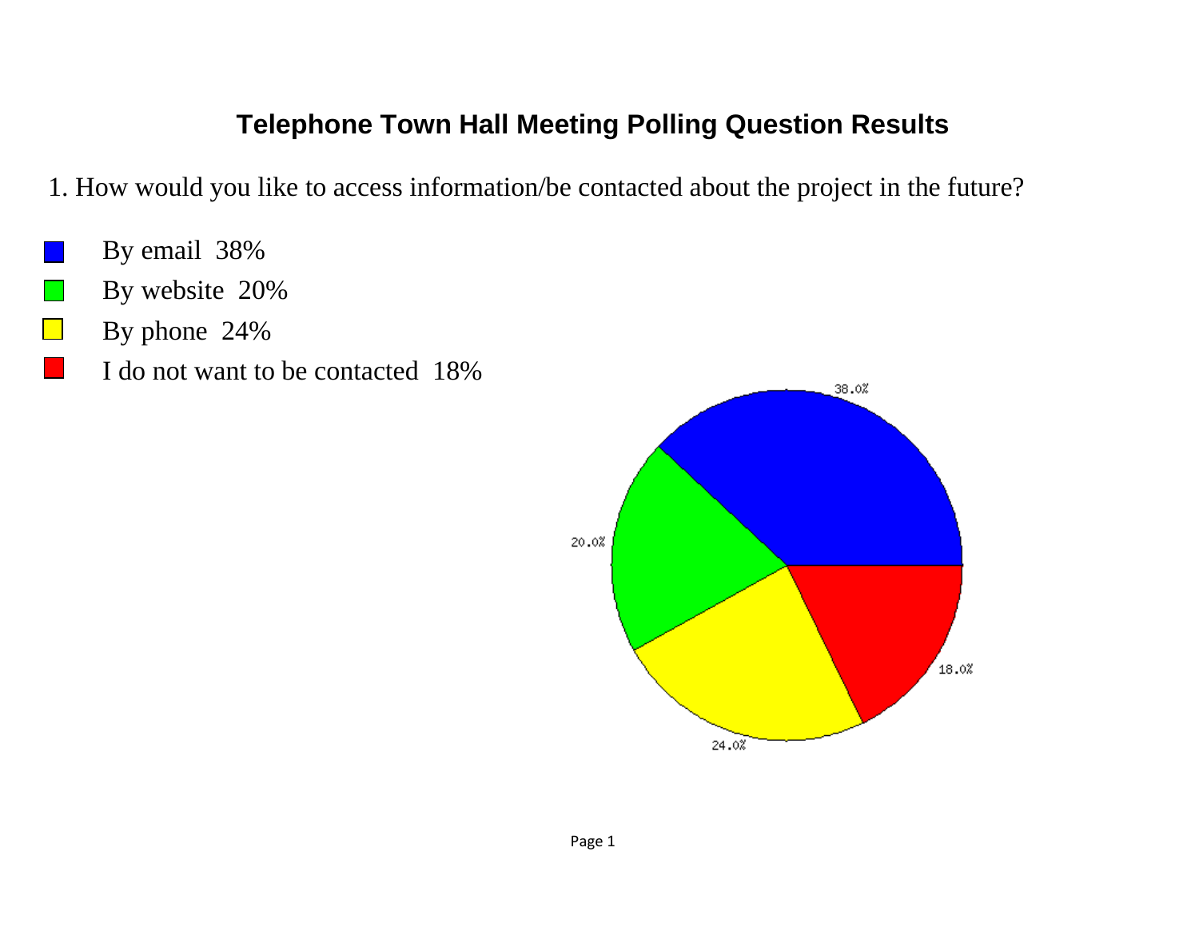# Telephone Town Hall Meeting Polling Question Results

1. How would you like to access information/be contacted about the project in the future?

- By email 38%
- By website 20%
- By phone 24%
- I do not want to be contacted 18%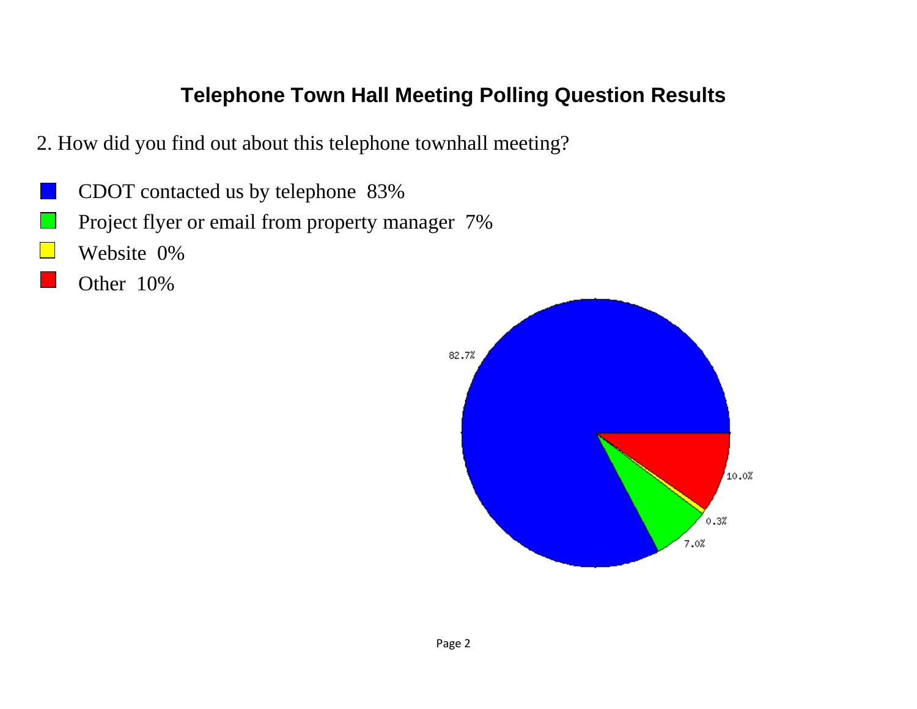# Telephone Town Hall Meeting Polling Question Results

2. How did you find out about this telephone townhall meeting?

- CDOT contacted us by telephone 83%
- Project flyer or email from property manager 7%
- Website 0%
- Other 10%

82.7%

10.0%

0.3%

7.0%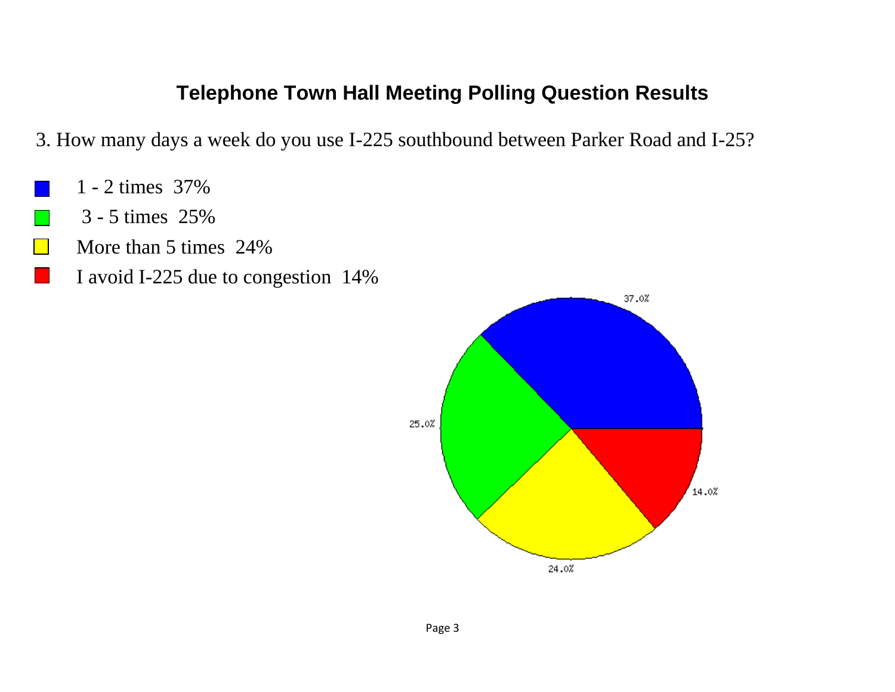# Telephone Town Hall Meeting Polling Question Results

3. How many days a week do you use I-225 southbound between Parker Road and I-25?

- 1 - 2 times 37%
- 3 - 5 times 25%
- More than 5 times 24%
- I avoid I-225 due to congestion 14%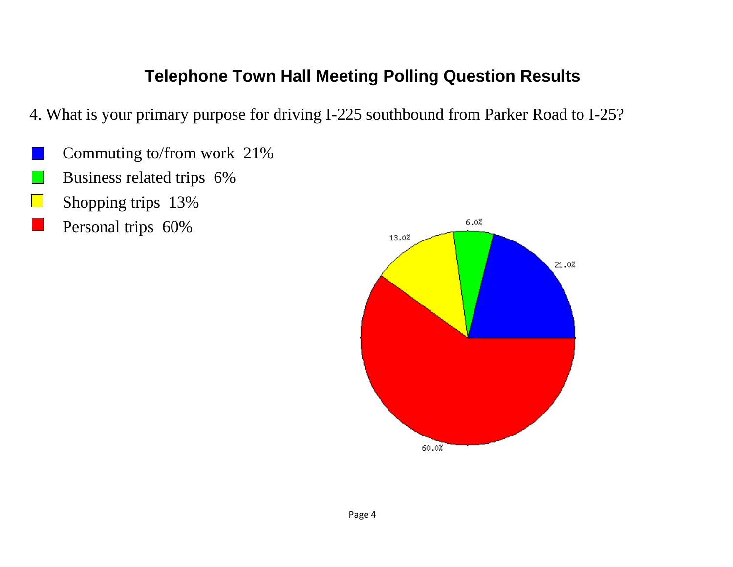# Telephone Town Hall Meeting Polling Question Results

4. What is your primary purpose for driving I-225 southbound from Parker Road to I-25?

- Commuting to/from work 21%
- Business related trips 6%
- Shopping trips 13%
- Personal trips 60%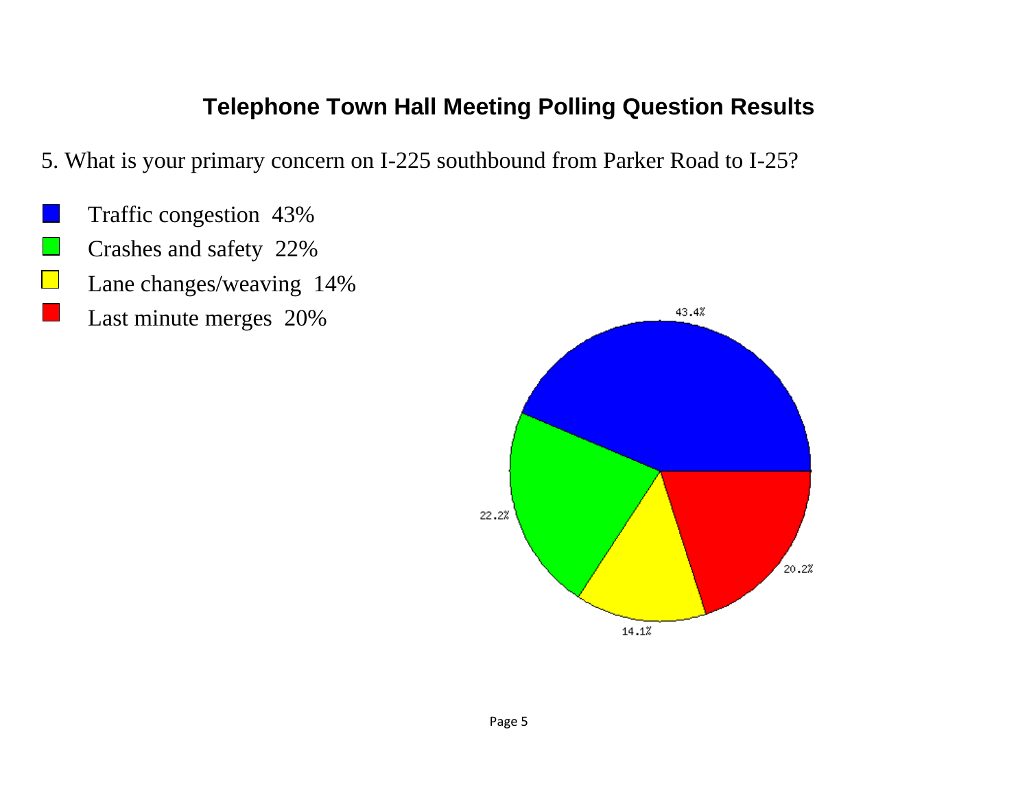## Telephone Town Hall Meeting Polling Question Results

5. What is your primary concern on I-225 southbound from Parker Road to I-25?

- Traffic congestion 43%
- Crashes and safety 22%
- Lane changes/weaving 14%
- Last minute merges 20%

43.4%

22.2%

20.2%

14.1%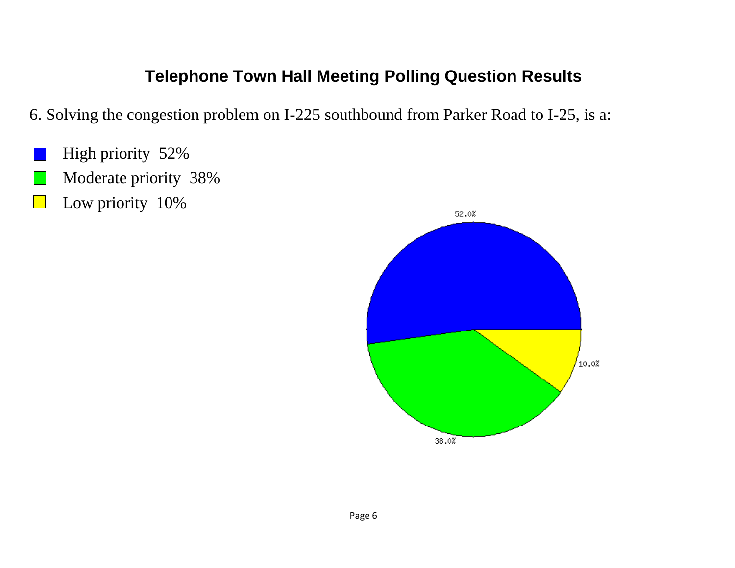## Telephone Town Hall Meeting Polling Question Results

6. Solving the congestion problem on I-225 southbound from Parker Road to I-25, is a:

- High priority 52%
- Moderate priority 38%
- Low priority 10%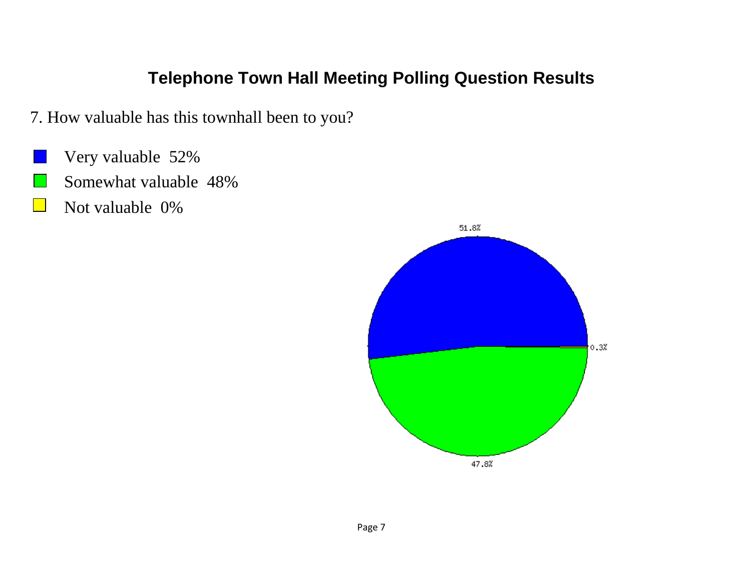# Telephone Town Hall Meeting Polling Question Results

7. How valuable has this townhall been to you?

- Very valuable 52%
- Somewhat valuable 48%
- Not valuable 0%

51.8%

0.3%

47.8%